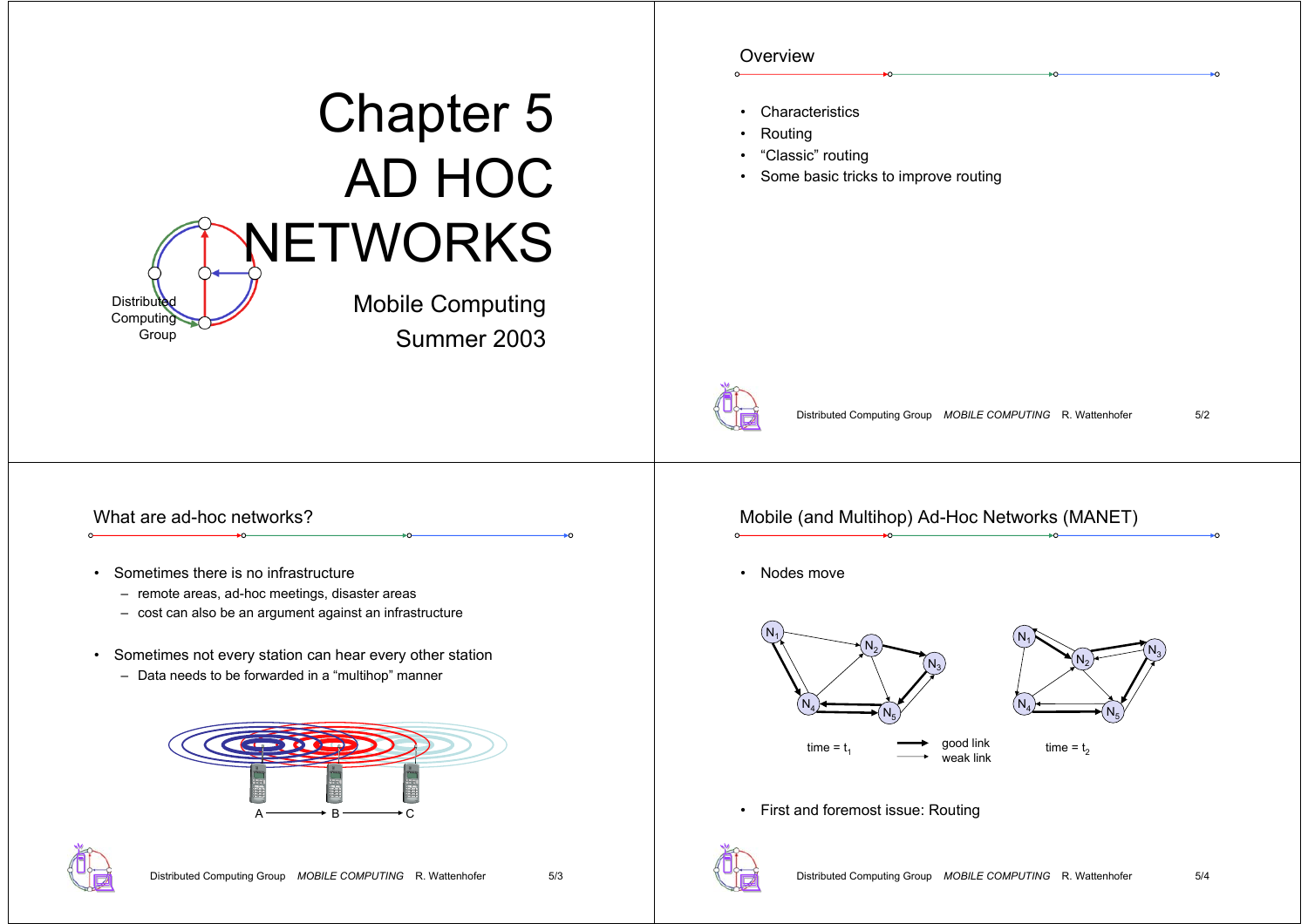# Chapter 5
# AD HOC NETWORKS

Distributed Computing Group

Mobile Computing
Summer 2003

## Overview

- Characteristics
- Routing
- "Classic" routing
- Some basic tricks to improve routing

## What are ad-hoc networks?

- Sometimes there is no infrastructure
  - remote areas, ad-hoc meetings, disaster areas
  - cost can also be an argument against an infrastructure
- Sometimes not every station can hear every other station
  - Data needs to be forwarded in a "multihop" manner

A → B → C

## Mobile (and Multihop) Ad-Hoc Networks (MANET)

- Nodes move

time = $t_1$ — good link / weak link — time = $t_2$

- First and foremost issue: Routing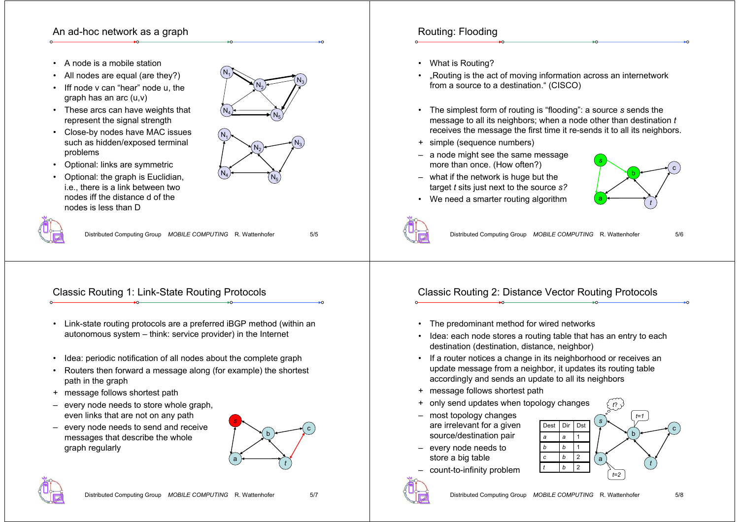## An ad-hoc network as a graph

- A node is a mobile station
- All nodes are equal (are they?)
- Iff node v can "hear" node u, the graph has an arc (u,v)
- These arcs can have weights that represent the signal strength
- Close-by nodes have MAC issues such as hidden/exposed terminal problems
- Optional: links are symmetric
- Optional: the graph is Euclidian, i.e., there is a link between two nodes iff the distance d of the nodes is less than D

## Routing: Flooding

- What is Routing?
- „Routing is the act of moving information across an internetwork from a source to a destination." (CISCO)

- The simplest form of routing is "flooding": a source *s* sends the message to all its neighbors; when a node other than destination *t* receives the message the first time it re-sends it to all its neighbors.

\+ simple (sequence numbers)

– a node might see the same message more than once. (How often?)

– what if the network is huge but the target *t* sits just next to the source *s*?

- We need a smarter routing algorithm

## Classic Routing 1: Link-State Routing Protocols

- Link-state routing protocols are a preferred iBGP method (within an autonomous system – think: service provider) in the Internet

- Idea: periodic notification of all nodes about the complete graph
- Routers then forward a message along (for example) the shortest path in the graph

\+ message follows shortest path

– every node needs to store whole graph, even links that are not on any path

– every node needs to send and receive messages that describe the whole graph regularly

## Classic Routing 2: Distance Vector Routing Protocols

- The predominant method for wired networks
- Idea: each node stores a routing table that has an entry to each destination (destination, distance, neighbor)
- If a router notices a change in its neighborhood or receives an update message from a neighbor, it updates its routing table accordingly and sends an update to all its neighbors

\+ message follows shortest path

\+ only send updates when topology changes

– most topology changes are irrelevant for a given source/destination pair

– every node needs to store a big table

– count-to-infinity problem

| Dest | Dir | Dst |
|---|---|---|
| a | a | 1 |
| b | b | 1 |
| c | b | 2 |
| t | b | 2 |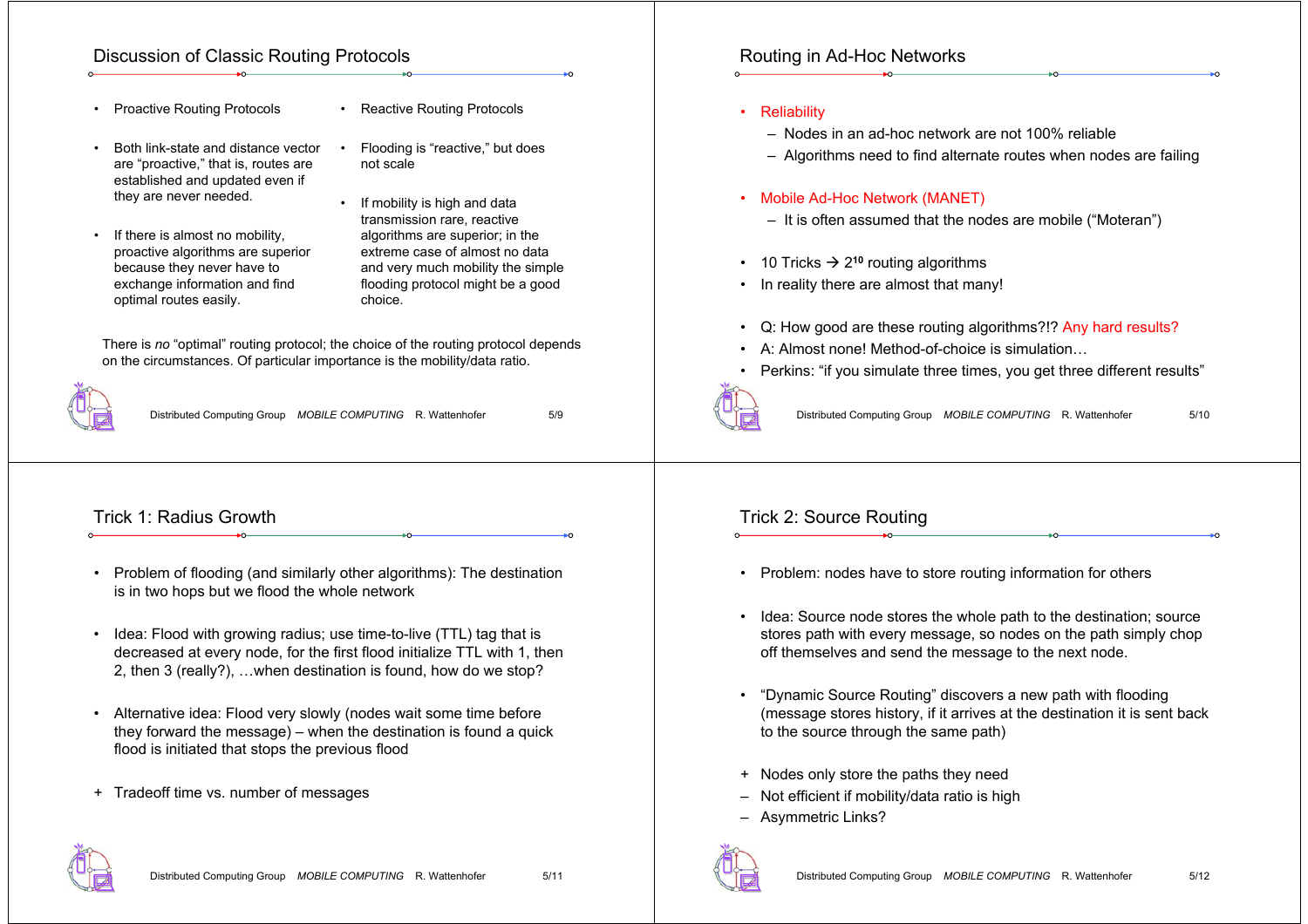## Discussion of Classic Routing Protocols

- Proactive Routing Protocols
- Both link-state and distance vector are "proactive," that is, routes are established and updated even if they are never needed.
- If there is almost no mobility, proactive algorithms are superior because they never have to exchange information and find optimal routes easily.

- Reactive Routing Protocols
- Flooding is "reactive," but does not scale
- If mobility is high and data transmission rare, reactive algorithms are superior; in the extreme case of almost no data and very much mobility the simple flooding protocol might be a good choice.

There is *no* "optimal" routing protocol; the choice of the routing protocol depends on the circumstances. Of particular importance is the mobility/data ratio.

## Routing in Ad-Hoc Networks

- Reliability
  - Nodes in an ad-hoc network are not 100% reliable
  - Algorithms need to find alternate routes when nodes are failing
- Mobile Ad-Hoc Network (MANET)
  - It is often assumed that the nodes are mobile ("Moteran")
- 10 Tricks → $2^{10}$ routing algorithms
- In reality there are almost that many!
- Q: How good are these routing algorithms?!? Any hard results?
- A: Almost none! Method-of-choice is simulation…
- Perkins: "if you simulate three times, you get three different results"

## Trick 1: Radius Growth

- Problem of flooding (and similarly other algorithms): The destination is in two hops but we flood the whole network
- Idea: Flood with growing radius; use time-to-live (TTL) tag that is decreased at every node, for the first flood initialize TTL with 1, then 2, then 3 (really?), …when destination is found, how do we stop?
- Alternative idea: Flood very slowly (nodes wait some time before they forward the message) – when the destination is found a quick flood is initiated that stops the previous flood

+ Tradeoff time vs. number of messages

## Trick 2: Source Routing

- Problem: nodes have to store routing information for others
- Idea: Source node stores the whole path to the destination; source stores path with every message, so nodes on the path simply chop off themselves and send the message to the next node.
- "Dynamic Source Routing" discovers a new path with flooding (message stores history, if it arrives at the destination it is sent back to the source through the same path)

+ Nodes only store the paths they need
– Not efficient if mobility/data ratio is high
– Asymmetric Links?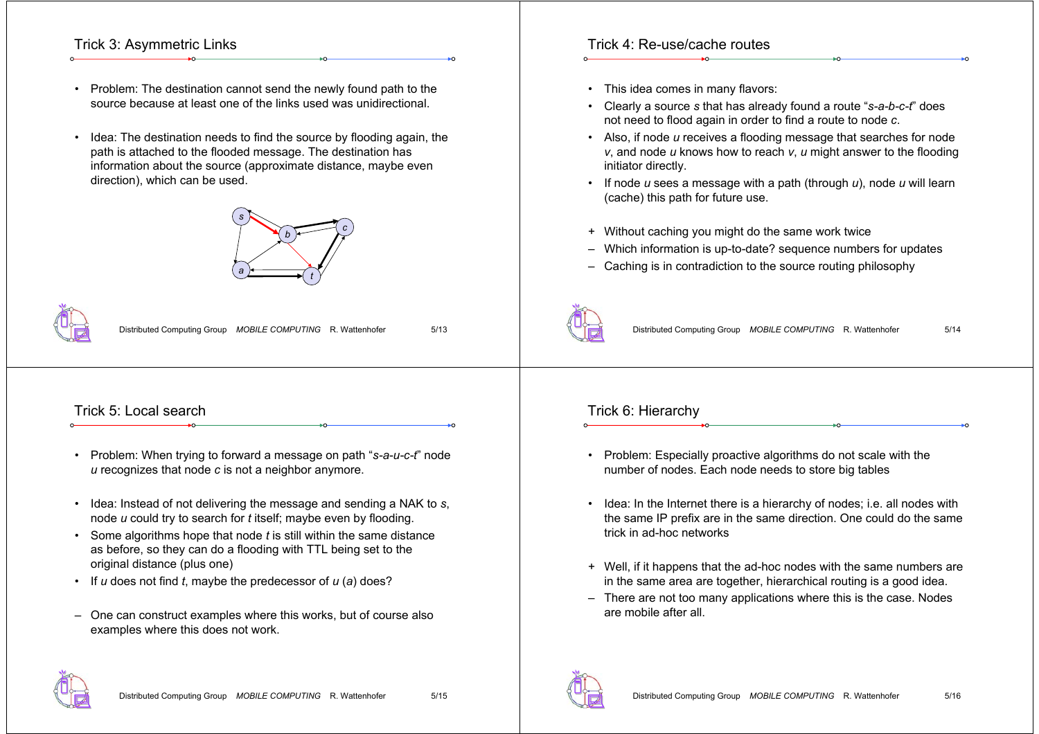## Trick 3: Asymmetric Links

- Problem: The destination cannot send the newly found path to the source because at least one of the links used was unidirectional.

- Idea: The destination needs to find the source by flooding again, the path is attached to the flooded message. The destination has information about the source (approximate distance, maybe even direction), which can be used.

## Trick 4: Re-use/cache routes

- This idea comes in many flavors:
- Clearly a source *s* that has already found a route "*s-a-b-c-t*" does not need to flood again in order to find a route to node *c*.
- Also, if node *u* receives a flooding message that searches for node *v*, and node *u* knows how to reach *v*, *u* might answer to the flooding initiator directly.
- If node *u* sees a message with a path (through *u*), node *u* will learn (cache) this path for future use.

+ Without caching you might do the same work twice
– Which information is up-to-date? sequence numbers for updates
– Caching is in contradiction to the source routing philosophy

## Trick 5: Local search

- Problem: When trying to forward a message on path "*s-a-u-c-t*" node *u* recognizes that node *c* is not a neighbor anymore.

- Idea: Instead of not delivering the message and sending a NAK to *s*, node *u* could try to search for *t* itself; maybe even by flooding.
- Some algorithms hope that node *t* is still within the same distance as before, so they can do a flooding with TTL being set to the original distance (plus one)
- If *u* does not find *t*, maybe the predecessor of *u* (*a*) does?

– One can construct examples where this works, but of course also examples where this does not work.

## Trick 6: Hierarchy

- Problem: Especially proactive algorithms do not scale with the number of nodes. Each node needs to store big tables

- Idea: In the Internet there is a hierarchy of nodes; i.e. all nodes with the same IP prefix are in the same direction. One could do the same trick in ad-hoc networks

+ Well, if it happens that the ad-hoc nodes with the same numbers are in the same area are together, hierarchical routing is a good idea.
– There are not too many applications where this is the case. Nodes are mobile after all.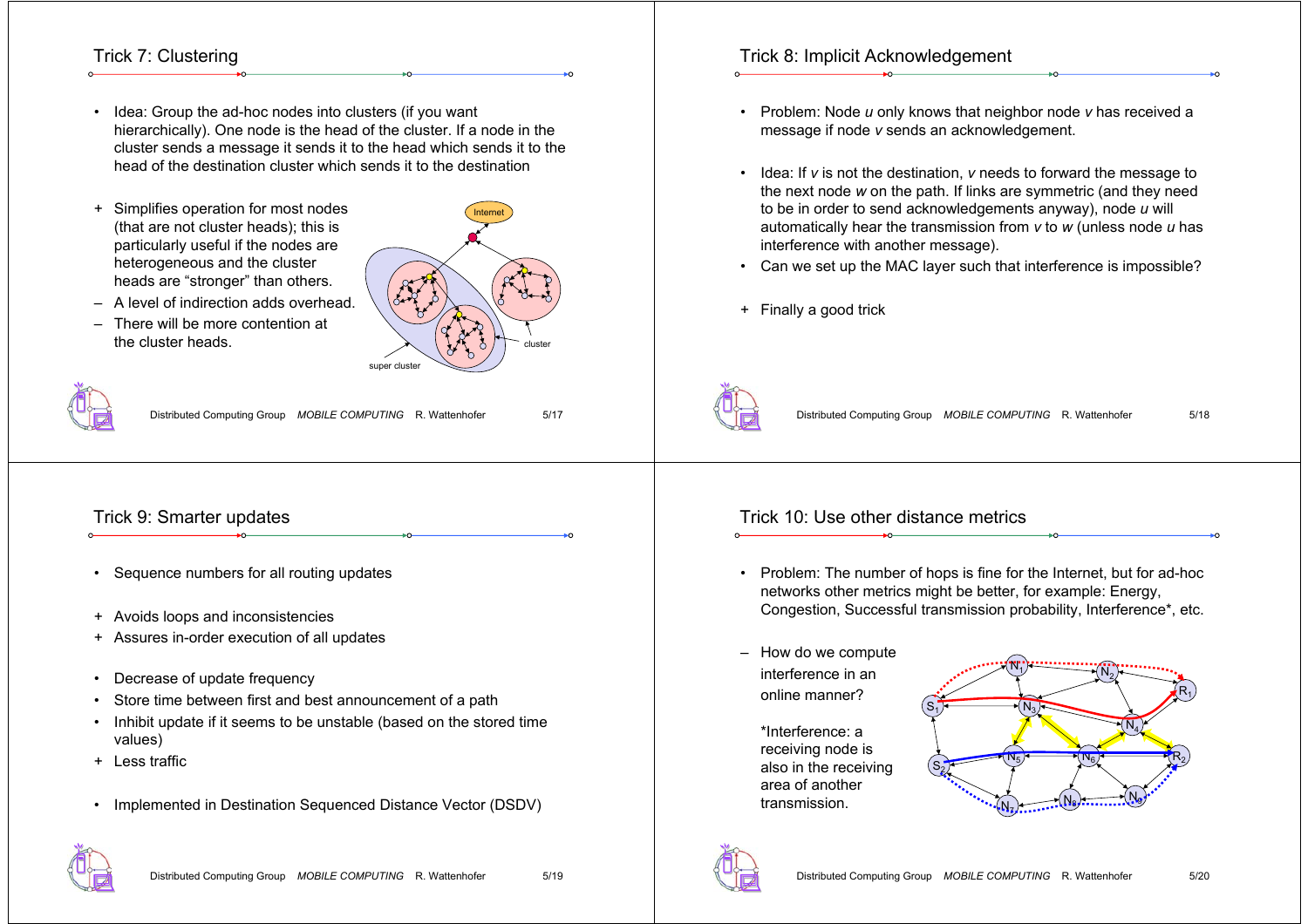## Trick 7: Clustering

- Idea: Group the ad-hoc nodes into clusters (if you want hierarchically). One node is the head of the cluster. If a node in the cluster sends a message it sends it to the head which sends it to the head of the destination cluster which sends it to the destination

+ Simplifies operation for most nodes (that are not cluster heads); this is particularly useful if the nodes are heterogeneous and the cluster heads are “stronger” than others.
– A level of indirection adds overhead.
– There will be more contention at the cluster heads.

Internet

cluster

super cluster

## Trick 8: Implicit Acknowledgement

- Problem: Node *u* only knows that neighbor node *v* has received a message if node *v* sends an acknowledgement.
- Idea: If *v* is not the destination, *v* needs to forward the message to the next node *w* on the path. If links are symmetric (and they need to be in order to send acknowledgements anyway), node *u* will automatically hear the transmission from *v* to *w* (unless node *u* has interference with another message).
- Can we set up the MAC layer such that interference is impossible?

+ Finally a good trick

## Trick 9: Smarter updates

- Sequence numbers for all routing updates

+ Avoids loops and inconsistencies
+ Assures in-order execution of all updates

- Decrease of update frequency
- Store time between first and best announcement of a path
- Inhibit update if it seems to be unstable (based on the stored time values)

+ Less traffic

- Implemented in Destination Sequenced Distance Vector (DSDV)

## Trick 10: Use other distance metrics

- Problem: The number of hops is fine for the Internet, but for ad-hoc networks other metrics might be better, for example: Energy, Congestion, Successful transmission probability, Interference*, etc.

– How do we compute interference in an online manner?

\*Interference: a receiving node is also in the receiving area of another transmission.

$S_1$ $N_1$ $N_2$ $R_1$ $N_3$ $N_4$ $S_2$ $N_5$ $N_6$ $R_2$ $N_7$ $N_8$ $N_9$